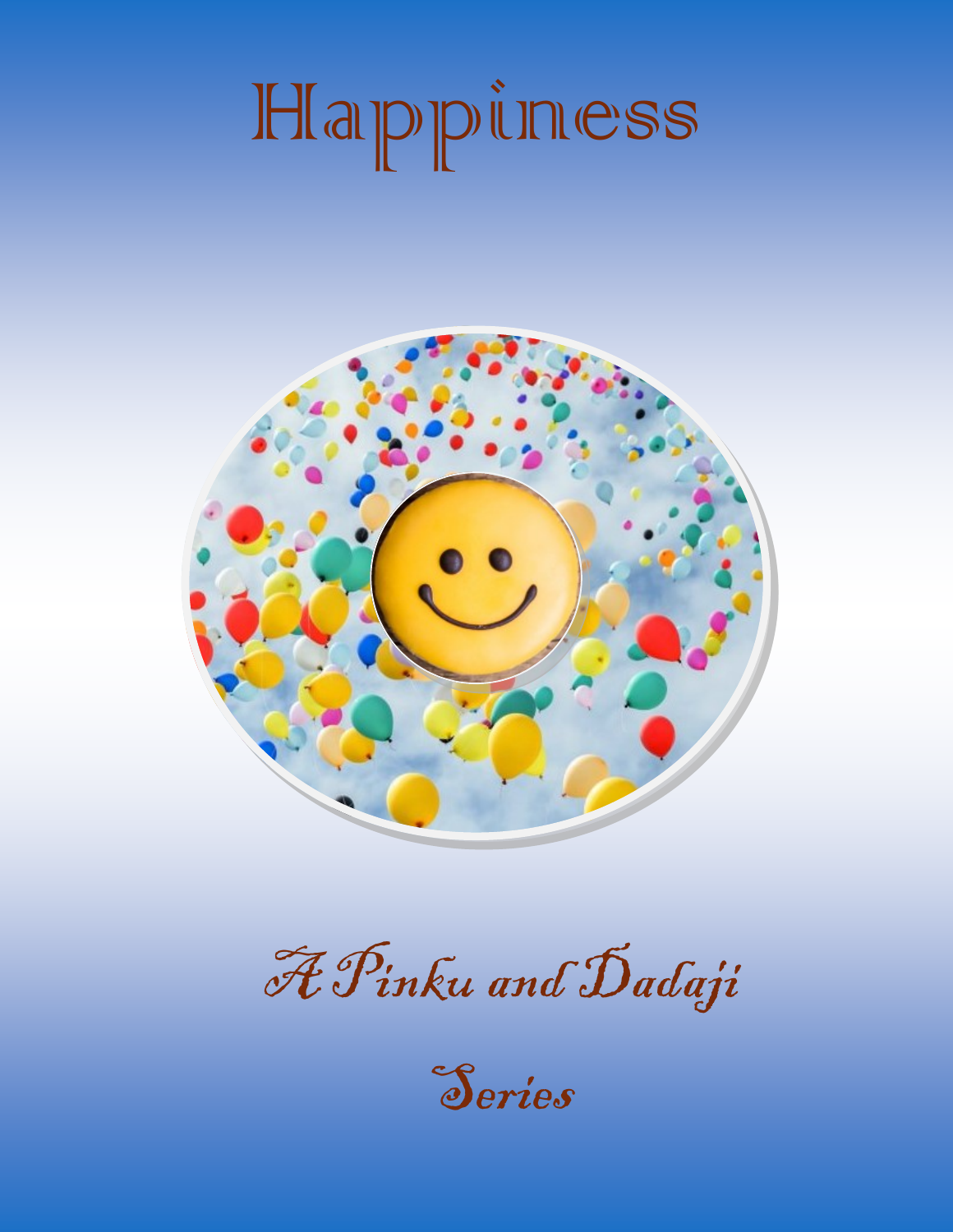# Happiness

*A Pinku and Dadaji Series*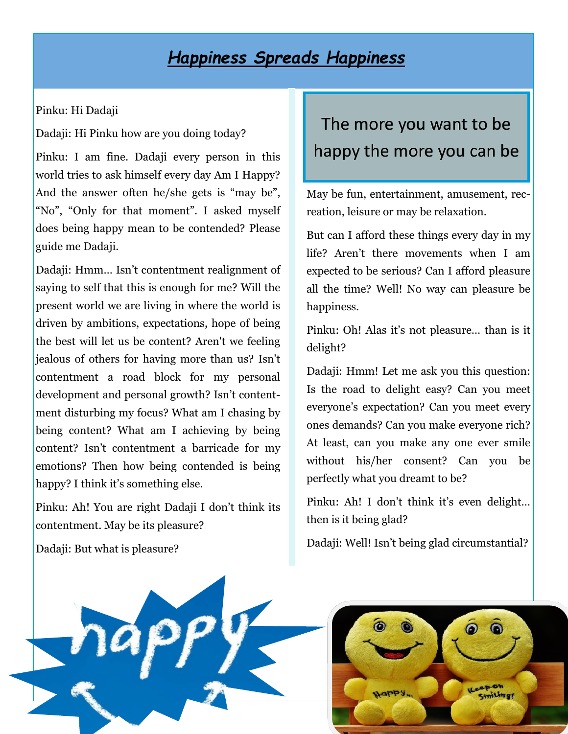# ***Happiness Spreads Happiness***

Pinku: Hi Dadaji

Dadaji: Hi Pinku how are you doing today?

Pinku: I am fine. Dadaji every person in this world tries to ask himself every day Am I Happy? And the answer often he/she gets is "may be", "No", "Only for that moment". I asked myself does being happy mean to be contended? Please guide me Dadaji.

Dadaji: Hmm… Isn't contentment realignment of saying to self that this is enough for me? Will the present world we are living in where the world is driven by ambitions, expectations, hope of being the best will let us be content? Aren't we feeling jealous of others for having more than us? Isn't contentment a road block for my personal development and personal growth? Isn't contentment disturbing my focus? What am I chasing by being content? What am I achieving by being content? Isn't contentment a barricade for my emotions? Then how being contended is being happy? I think it's something else.

Pinku: Ah! You are right Dadaji I don't think its contentment. May be its pleasure?

Dadaji: But what is pleasure?

> The more you want to be happy the more you can be

May be fun, entertainment, amusement, recreation, leisure or may be relaxation.

But can I afford these things every day in my life? Aren't there movements when I am expected to be serious? Can I afford pleasure all the time? Well! No way can pleasure be happiness.

Pinku: Oh! Alas it's not pleasure… than is it delight?

Dadaji: Hmm! Let me ask you this question: Is the road to delight easy? Can you meet everyone's expectation? Can you meet every ones demands? Can you make everyone rich? At least, can you make any one ever smile without his/her consent? Can you be perfectly what you dreamt to be?

Pinku: Ah! I don't think it's even delight… then is it being glad?

Dadaji: Well! Isn't being glad circumstantial?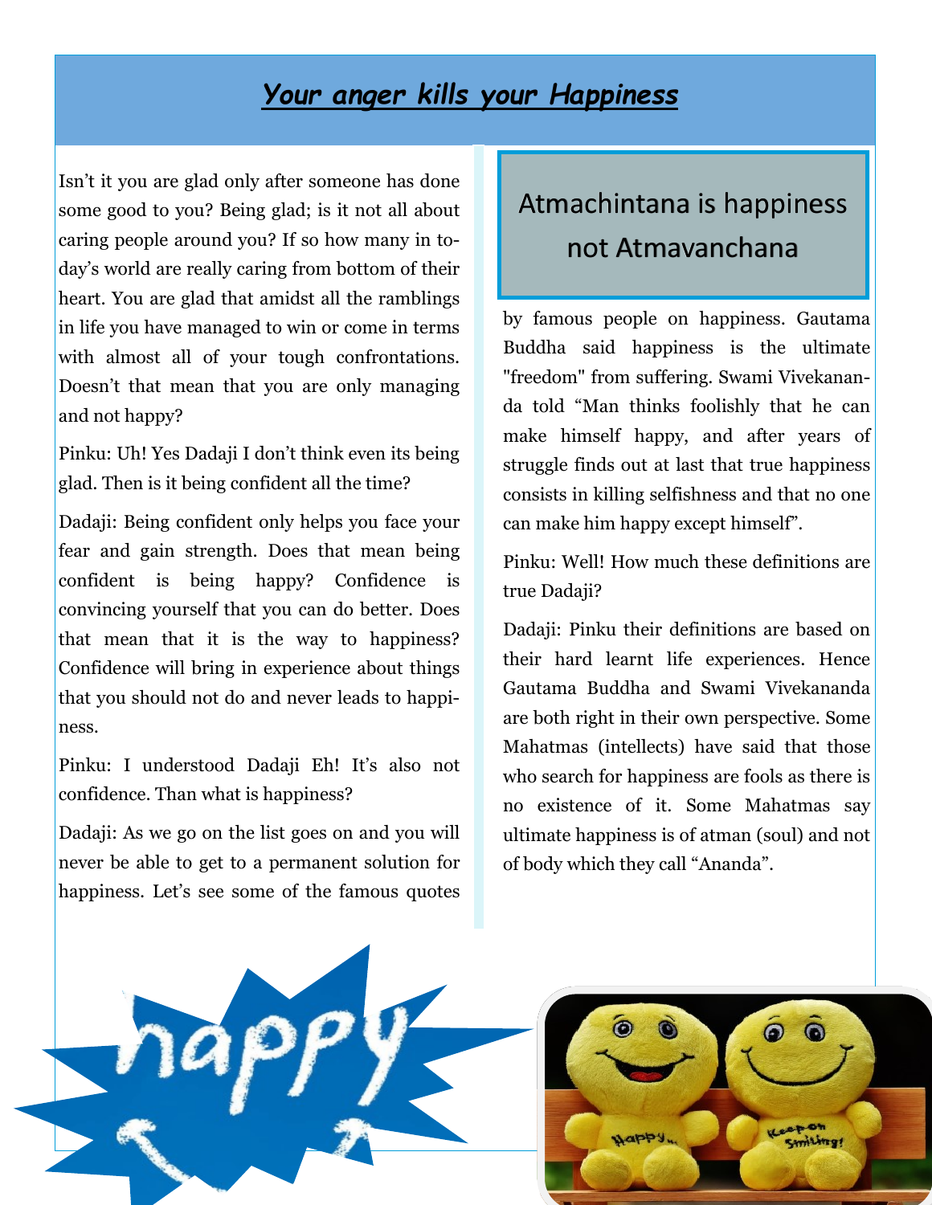# *Your anger kills your Happiness*

Isn't it you are glad only after someone has done some good to you? Being glad; is it not all about caring people around you? If so how many in today's world are really caring from bottom of their heart. You are glad that amidst all the ramblings in life you have managed to win or come in terms with almost all of your tough confrontations. Doesn't that mean that you are only managing and not happy?

Pinku: Uh! Yes Dadaji I don't think even its being glad. Then is it being confident all the time?

Dadaji: Being confident only helps you face your fear and gain strength. Does that mean being confident is being happy? Confidence is convincing yourself that you can do better. Does that mean that it is the way to happiness? Confidence will bring in experience about things that you should not do and never leads to happiness.

Pinku: I understood Dadaji Eh! It's also not confidence. Than what is happiness?

Dadaji: As we go on the list goes on and you will never be able to get to a permanent solution for happiness. Let's see some of the famous quotes by famous people on happiness. Gautama Buddha said happiness is the ultimate "freedom" from suffering. Swami Vivekananda told "Man thinks foolishly that he can make himself happy, and after years of struggle finds out at last that true happiness consists in killing selfishness and that no one can make him happy except himself".

## Atmachintana is happiness not Atmavanchana

Pinku: Well! How much these definitions are true Dadaji?

Dadaji: Pinku their definitions are based on their hard learnt life experiences. Hence Gautama Buddha and Swami Vivekananda are both right in their own perspective. Some Mahatmas (intellects) have said that those who search for happiness are fools as there is no existence of it. Some Mahatmas say ultimate happiness is of atman (soul) and not of body which they call "Ananda".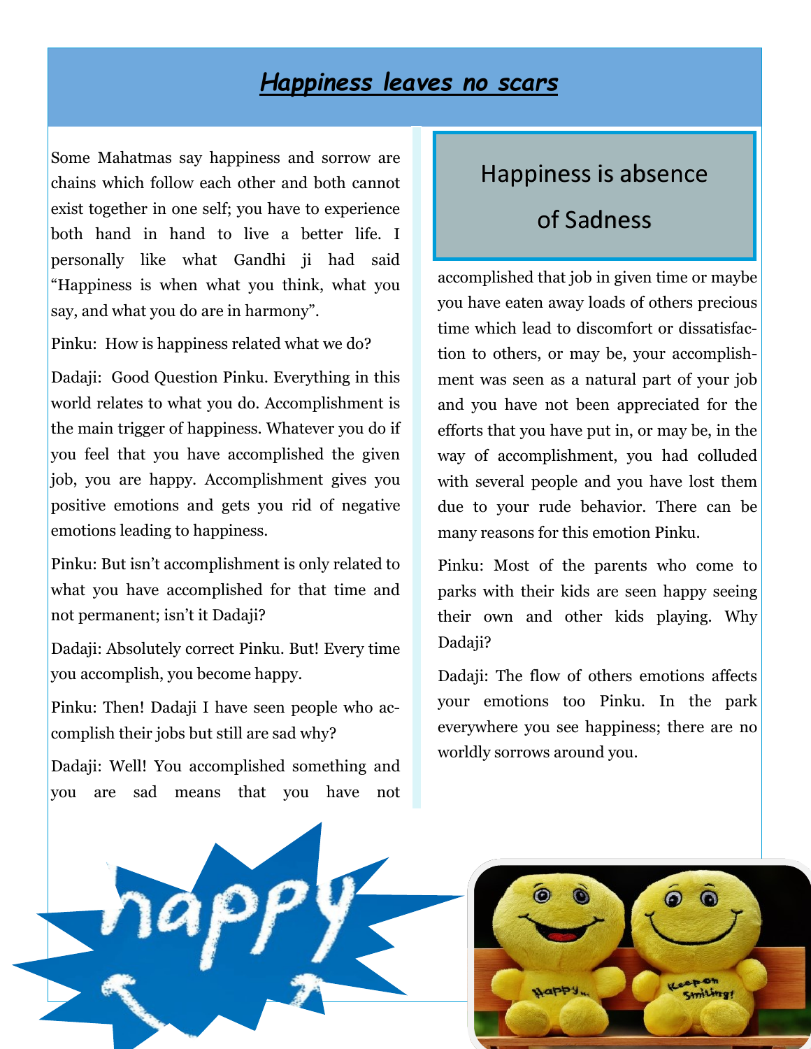## ***Happiness leaves no scars***

Some Mahatmas say happiness and sorrow are chains which follow each other and both cannot exist together in one self; you have to experience both hand in hand to live a better life. I personally like what Gandhi ji had said "Happiness is when what you think, what you say, and what you do are in harmony".

Pinku: How is happiness related what we do?

Dadaji: Good Question Pinku. Everything in this world relates to what you do. Accomplishment is the main trigger of happiness. Whatever you do if you feel that you have accomplished the given job, you are happy. Accomplishment gives you positive emotions and gets you rid of negative emotions leading to happiness.

Pinku: But isn't accomplishment is only related to what you have accomplished for that time and not permanent; isn't it Dadaji?

Dadaji: Absolutely correct Pinku. But! Every time you accomplish, you become happy.

Pinku: Then! Dadaji I have seen people who accomplish their jobs but still are sad why?

Dadaji: Well! You accomplished something and you are sad means that you have not accomplished that job in given time or maybe you have eaten away loads of others precious time which lead to discomfort or dissatisfaction to others, or may be, your accomplishment was seen as a natural part of your job and you have not been appreciated for the efforts that you have put in, or may be, in the way of accomplishment, you had colluded with several people and you have lost them due to your rude behavior. There can be many reasons for this emotion Pinku.

> Happiness is absence of Sadness

Pinku: Most of the parents who come to parks with their kids are seen happy seeing their own and other kids playing. Why Dadaji?

Dadaji: The flow of others emotions affects your emotions too Pinku. In the park everywhere you see happiness; there are no worldly sorrows around you.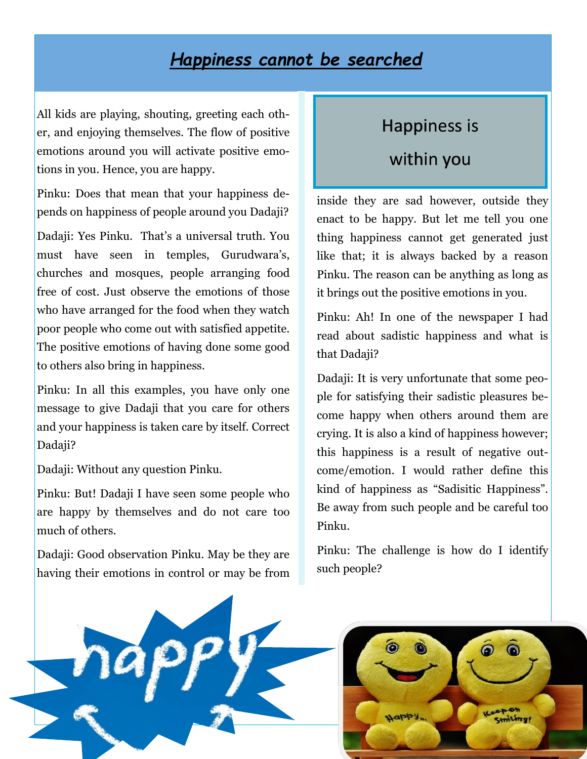# *Happiness cannot be searched*

All kids are playing, shouting, greeting each other, and enjoying themselves. The flow of positive emotions around you will activate positive emotions in you. Hence, you are happy.

Pinku: Does that mean that your happiness depends on happiness of people around you Dadaji?

Dadaji: Yes Pinku. That's a universal truth. You must have seen in temples, Gurudwara's, churches and mosques, people arranging food free of cost. Just observe the emotions of those who have arranged for the food when they watch poor people who come out with satisfied appetite. The positive emotions of having done some good to others also bring in happiness.

Pinku: In all this examples, you have only one message to give Dadaji that you care for others and your happiness is taken care by itself. Correct Dadaji?

Dadaji: Without any question Pinku.

Pinku: But! Dadaji I have seen some people who are happy by themselves and do not care too much of others.

Dadaji: Good observation Pinku. May be they are having their emotions in control or may be from inside they are sad however, outside they enact to be happy. But let me tell you one thing happiness cannot get generated just like that; it is always backed by a reason Pinku. The reason can be anything as long as it brings out the positive emotions in you.

## Happiness is within you

Pinku: Ah! In one of the newspaper I had read about sadistic happiness and what is that Dadaji?

Dadaji: It is very unfortunate that some people for satisfying their sadistic pleasures become happy when others around them are crying. It is also a kind of happiness however; this happiness is a result of negative outcome/emotion. I would rather define this kind of happiness as "Sadisitic Happiness". Be away from such people and be careful too Pinku.

Pinku: The challenge is how do I identify such people?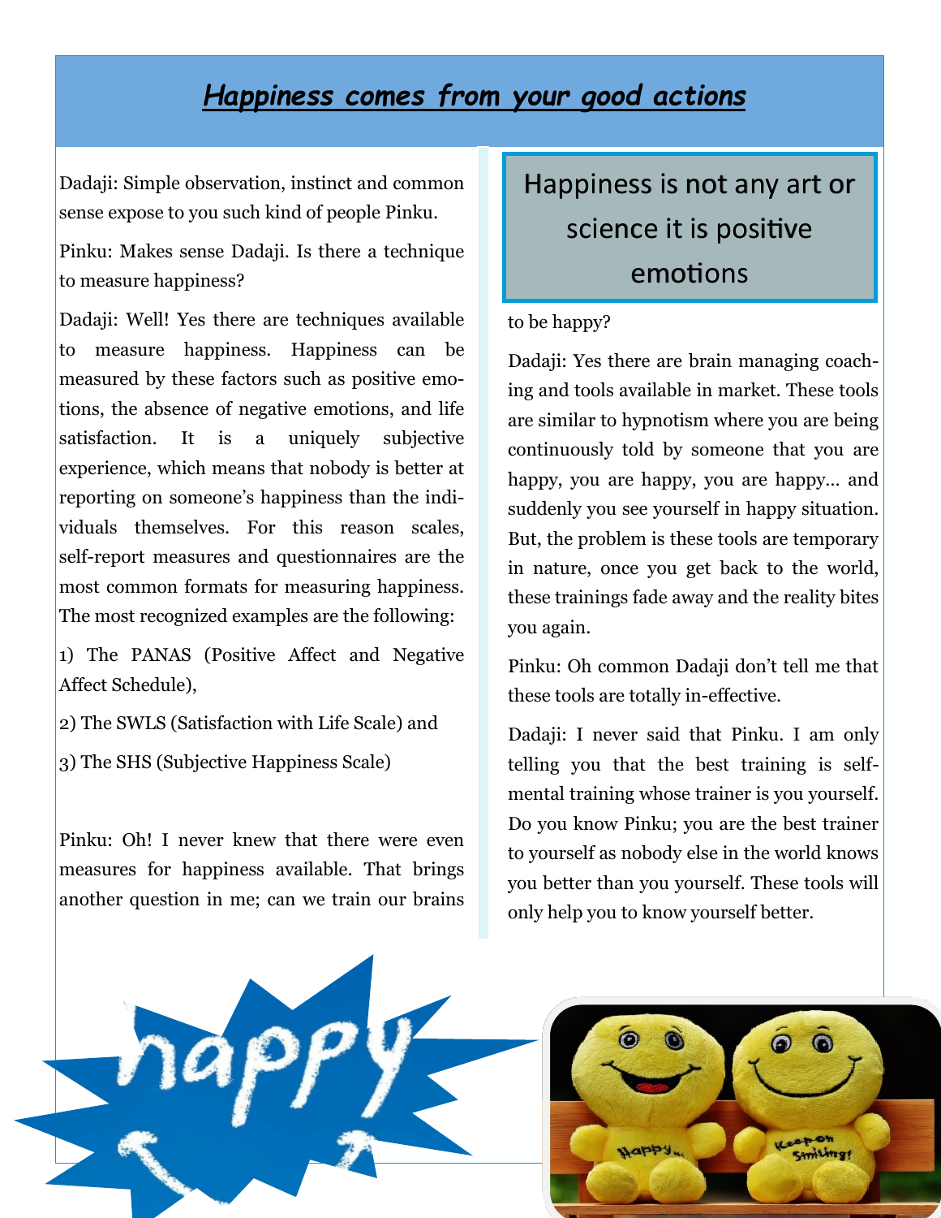# *Happiness comes from your good actions*

Dadaji: Simple observation, instinct and common sense expose to you such kind of people Pinku.

Pinku: Makes sense Dadaji. Is there a technique to measure happiness?

Dadaji: Well! Yes there are techniques available to measure happiness. Happiness can be measured by these factors such as positive emotions, the absence of negative emotions, and life satisfaction. It is a uniquely subjective experience, which means that nobody is better at reporting on someone's happiness than the individuals themselves. For this reason scales, self-report measures and questionnaires are the most common formats for measuring happiness. The most recognized examples are the following:

1) The PANAS (Positive Affect and Negative Affect Schedule),

2) The SWLS (Satisfaction with Life Scale) and

3) The SHS (Subjective Happiness Scale)

Pinku: Oh! I never knew that there were even measures for happiness available. That brings another question in me; can we train our brains to be happy?

> Happiness is not any art or science it is positive emotions

Dadaji: Yes there are brain managing coaching and tools available in market. These tools are similar to hypnotism where you are being continuously told by someone that you are happy, you are happy, you are happy… and suddenly you see yourself in happy situation. But, the problem is these tools are temporary in nature, once you get back to the world, these trainings fade away and the reality bites you again.

Pinku: Oh common Dadaji don't tell me that these tools are totally in-effective.

Dadaji: I never said that Pinku. I am only telling you that the best training is self-mental training whose trainer is you yourself. Do you know Pinku; you are the best trainer to yourself as nobody else in the world knows you better than you yourself. These tools will only help you to know yourself better.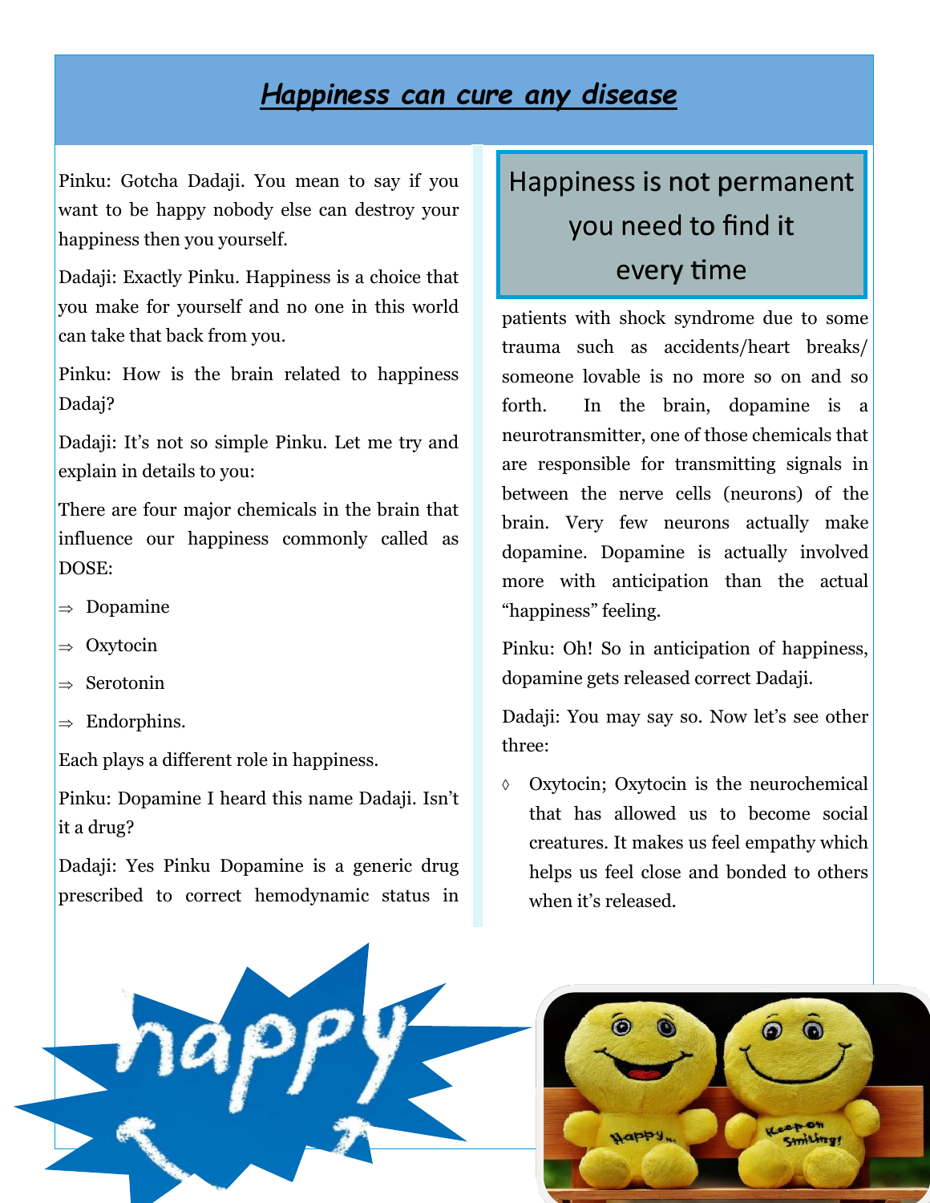# ***Happiness can cure any disease***

Pinku: Gotcha Dadaji. You mean to say if you want to be happy nobody else can destroy your happiness then you yourself.

Dadaji: Exactly Pinku. Happiness is a choice that you make for yourself and no one in this world can take that back from you.

Pinku: How is the brain related to happiness Dadaj?

Dadaji: It's not so simple Pinku. Let me try and explain in details to you:

There are four major chemicals in the brain that influence our happiness commonly called as DOSE:

- ⇒ Dopamine
- ⇒ Oxytocin
- ⇒ Serotonin
- ⇒ Endorphins.

Each plays a different role in happiness.

Pinku: Dopamine I heard this name Dadaji. Isn't it a drug?

Dadaji: Yes Pinku Dopamine is a generic drug prescribed to correct hemodynamic status in patients with shock syndrome due to some trauma such as accidents/heart breaks/ someone lovable is no more so on and so forth. In the brain, dopamine is a neurotransmitter, one of those chemicals that are responsible for transmitting signals in between the nerve cells (neurons) of the brain. Very few neurons actually make dopamine. Dopamine is actually involved more with anticipation than the actual "happiness" feeling.

> Happiness is not permanent you need to find it every time

Pinku: Oh! So in anticipation of happiness, dopamine gets released correct Dadaji.

Dadaji: You may say so. Now let's see other three:

- ◊ Oxytocin; Oxytocin is the neurochemical that has allowed us to become social creatures. It makes us feel empathy which helps us feel close and bonded to others when it's released.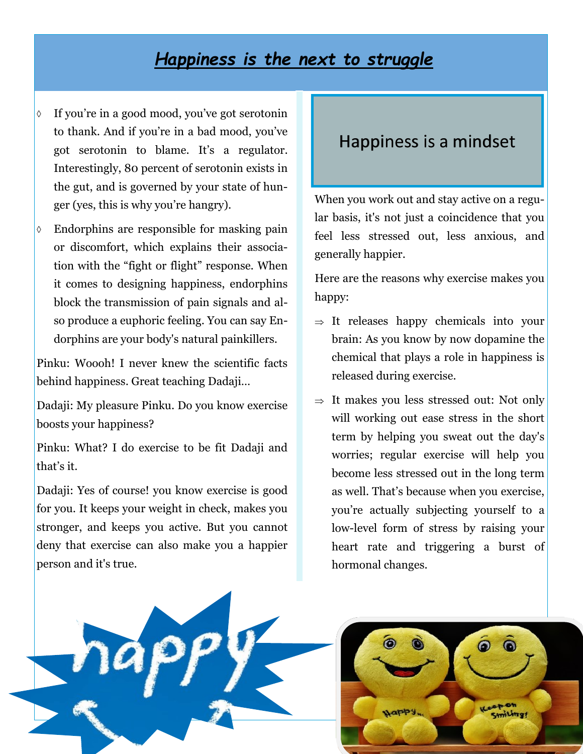# *Happiness is the next to struggle*

- If you're in a good mood, you've got serotonin to thank. And if you're in a bad mood, you've got serotonin to blame. It's a regulator. Interestingly, 80 percent of serotonin exists in the gut, and is governed by your state of hunger (yes, this is why you're hangry).
- Endorphins are responsible for masking pain or discomfort, which explains their association with the "fight or flight" response. When it comes to designing happiness, endorphins block the transmission of pain signals and also produce a euphoric feeling. You can say Endorphins are your body's natural painkillers.

Pinku: Woooh! I never knew the scientific facts behind happiness. Great teaching Dadaji…

Dadaji: My pleasure Pinku. Do you know exercise boosts your happiness?

Pinku: What? I do exercise to be fit Dadaji and that's it.

Dadaji: Yes of course! you know exercise is good for you. It keeps your weight in check, makes you stronger, and keeps you active. But you cannot deny that exercise can also make you a happier person and it's true.

## Happiness is a mindset

When you work out and stay active on a regular basis, it's not just a coincidence that you feel less stressed out, less anxious, and generally happier.

Here are the reasons why exercise makes you happy:

- It releases happy chemicals into your brain: As you know by now dopamine the chemical that plays a role in happiness is released during exercise.
- It makes you less stressed out: Not only will working out ease stress in the short term by helping you sweat out the day's worries; regular exercise will help you become less stressed out in the long term as well. That's because when you exercise, you're actually subjecting yourself to a low-level form of stress by raising your heart rate and triggering a burst of hormonal changes.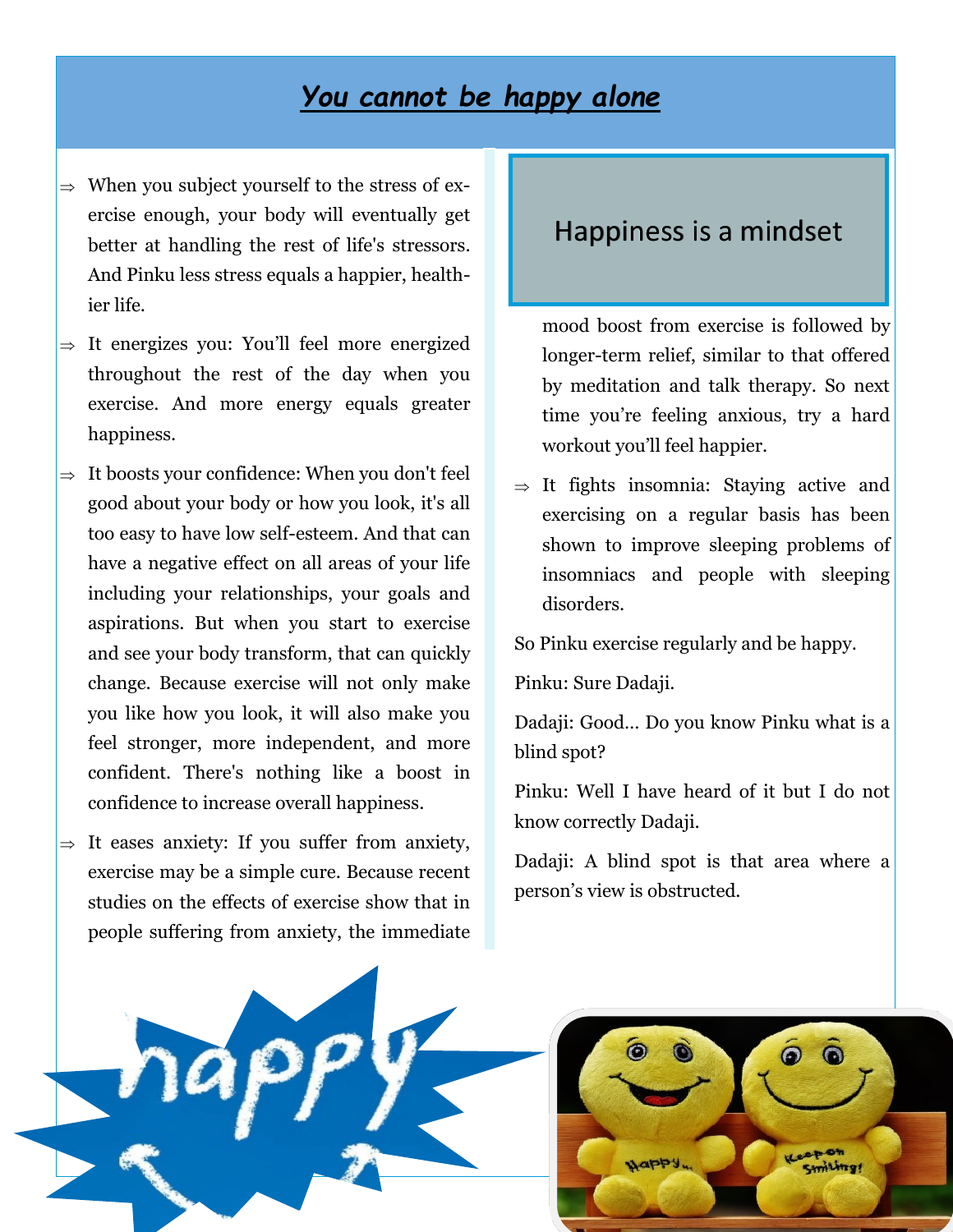# *You cannot be happy alone*

- When you subject yourself to the stress of exercise enough, your body will eventually get better at handling the rest of life's stressors. And Pinku less stress equals a happier, healthier life.
- It energizes you: You'll feel more energized throughout the rest of the day when you exercise. And more energy equals greater happiness.
- It boosts your confidence: When you don't feel good about your body or how you look, it's all too easy to have low self-esteem. And that can have a negative effect on all areas of your life including your relationships, your goals and aspirations. But when you start to exercise and see your body transform, that can quickly change. Because exercise will not only make you like how you look, it will also make you feel stronger, more independent, and more confident. There's nothing like a boost in confidence to increase overall happiness.
- It eases anxiety: If you suffer from anxiety, exercise may be a simple cure. Because recent studies on the effects of exercise show that in people suffering from anxiety, the immediate mood boost from exercise is followed by longer-term relief, similar to that offered by meditation and talk therapy. So next time you're feeling anxious, try a hard workout you'll feel happier.

> Happiness is a mindset

- It fights insomnia: Staying active and exercising on a regular basis has been shown to improve sleeping problems of insomniacs and people with sleeping disorders.

So Pinku exercise regularly and be happy.

Pinku: Sure Dadaji.

Dadaji: Good... Do you know Pinku what is a blind spot?

Pinku: Well I have heard of it but I do not know correctly Dadaji.

Dadaji: A blind spot is that area where a person's view is obstructed.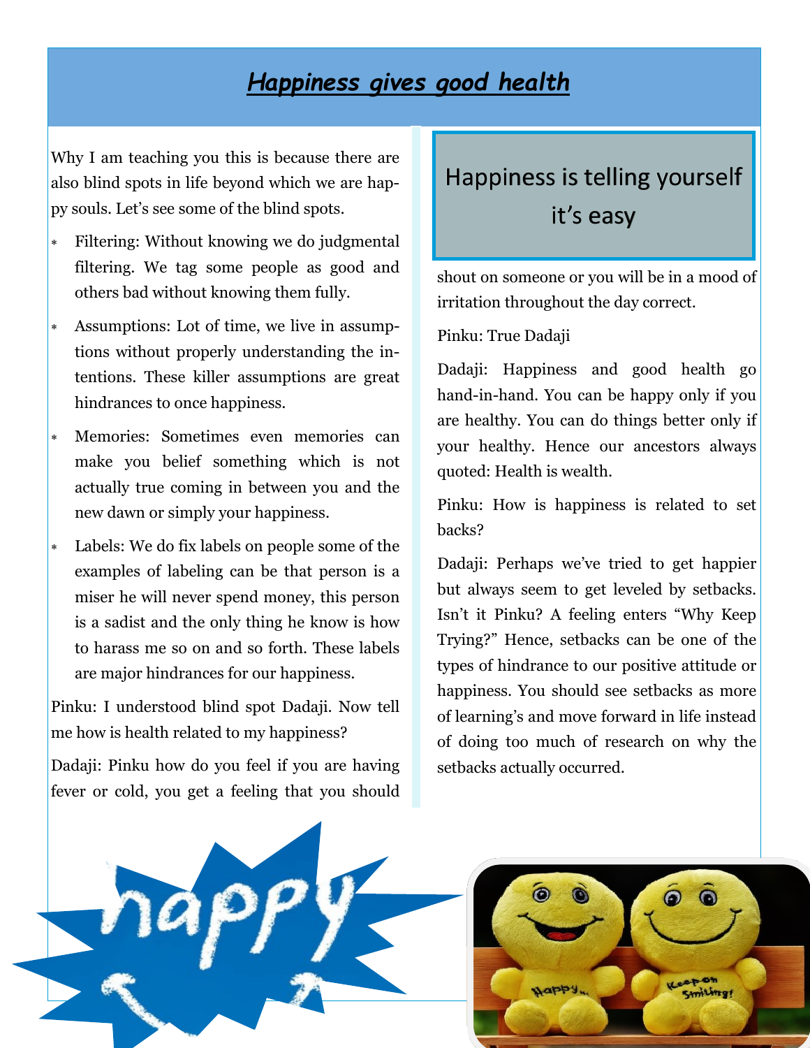# *Happiness gives good health*

Why I am teaching you this is because there are also blind spots in life beyond which we are happy souls. Let's see some of the blind spots.

* Filtering: Without knowing we do judgmental filtering. We tag some people as good and others bad without knowing them fully.
* Assumptions: Lot of time, we live in assumptions without properly understanding the intentions. These killer assumptions are great hindrances to once happiness.
* Memories: Sometimes even memories can make you belief something which is not actually true coming in between you and the new dawn or simply your happiness.
* Labels: We do fix labels on people some of the examples of labeling can be that person is a miser he will never spend money, this person is a sadist and the only thing he know is how to harass me so on and so forth. These labels are major hindrances for our happiness.

Pinku: I understood blind spot Dadaji. Now tell me how is health related to my happiness?

Dadaji: Pinku how do you feel if you are having fever or cold, you get a feeling that you should shout on someone or you will be in a mood of irritation throughout the day correct.

> Happiness is telling yourself it's easy

Pinku: True Dadaji

Dadaji: Happiness and good health go hand-in-hand. You can be happy only if you are healthy. You can do things better only if your healthy. Hence our ancestors always quoted: Health is wealth.

Pinku: How is happiness is related to set backs?

Dadaji: Perhaps we've tried to get happier but always seem to get leveled by setbacks. Isn't it Pinku? A feeling enters "Why Keep Trying?" Hence, setbacks can be one of the types of hindrance to our positive attitude or happiness. You should see setbacks as more of learning's and move forward in life instead of doing too much of research on why the setbacks actually occurred.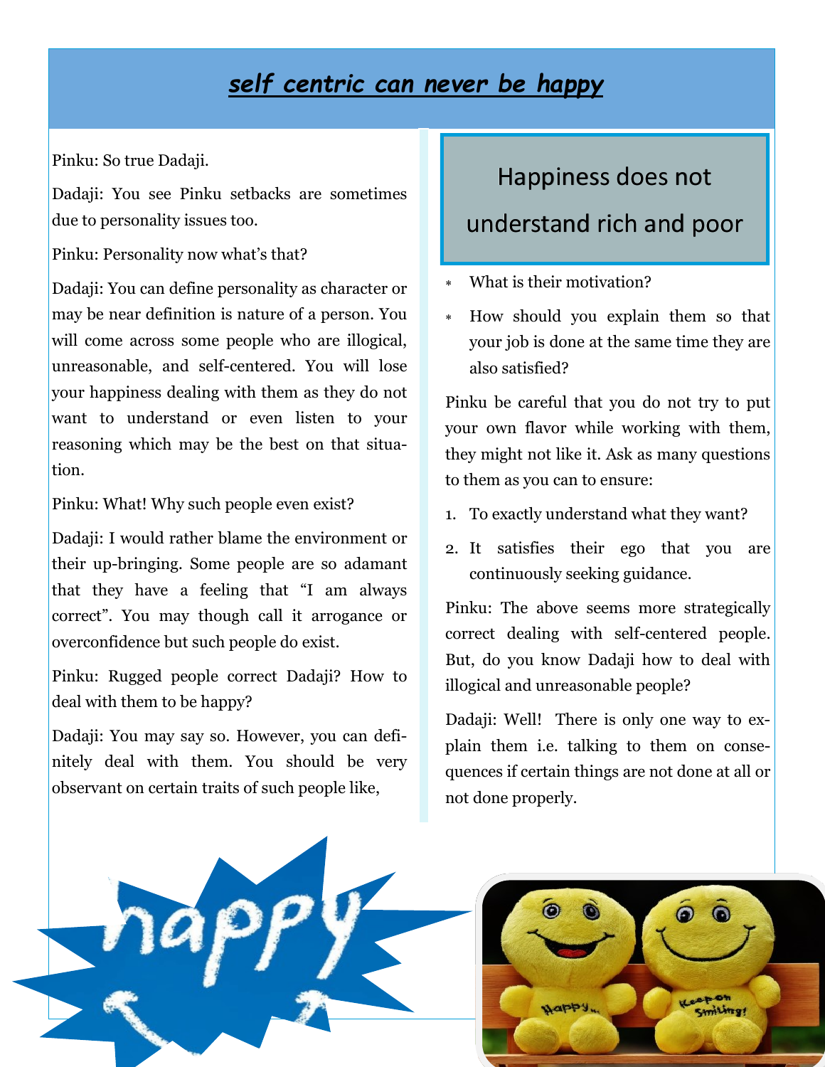# *self centric can never be happy*

Pinku: So true Dadaji.

Dadaji: You see Pinku setbacks are sometimes due to personality issues too.

Pinku: Personality now what's that?

Dadaji: You can define personality as character or may be near definition is nature of a person. You will come across some people who are illogical, unreasonable, and self-centered. You will lose your happiness dealing with them as they do not want to understand or even listen to your reasoning which may be the best on that situation.

Pinku: What! Why such people even exist?

Dadaji: I would rather blame the environment or their up-bringing. Some people are so adamant that they have a feeling that "I am always correct". You may though call it arrogance or overconfidence but such people do exist.

Pinku: Rugged people correct Dadaji? How to deal with them to be happy?

Dadaji: You may say so. However, you can definitely deal with them. You should be very observant on certain traits of such people like,

## Happiness does not understand rich and poor

- What is their motivation?
- How should you explain them so that your job is done at the same time they are also satisfied?

Pinku be careful that you do not try to put your own flavor while working with them, they might not like it. Ask as many questions to them as you can to ensure:

1. To exactly understand what they want?
2. It satisfies their ego that you are continuously seeking guidance.

Pinku: The above seems more strategically correct dealing with self-centered people. But, do you know Dadaji how to deal with illogical and unreasonable people?

Dadaji: Well! There is only one way to explain them i.e. talking to them on consequences if certain things are not done at all or not done properly.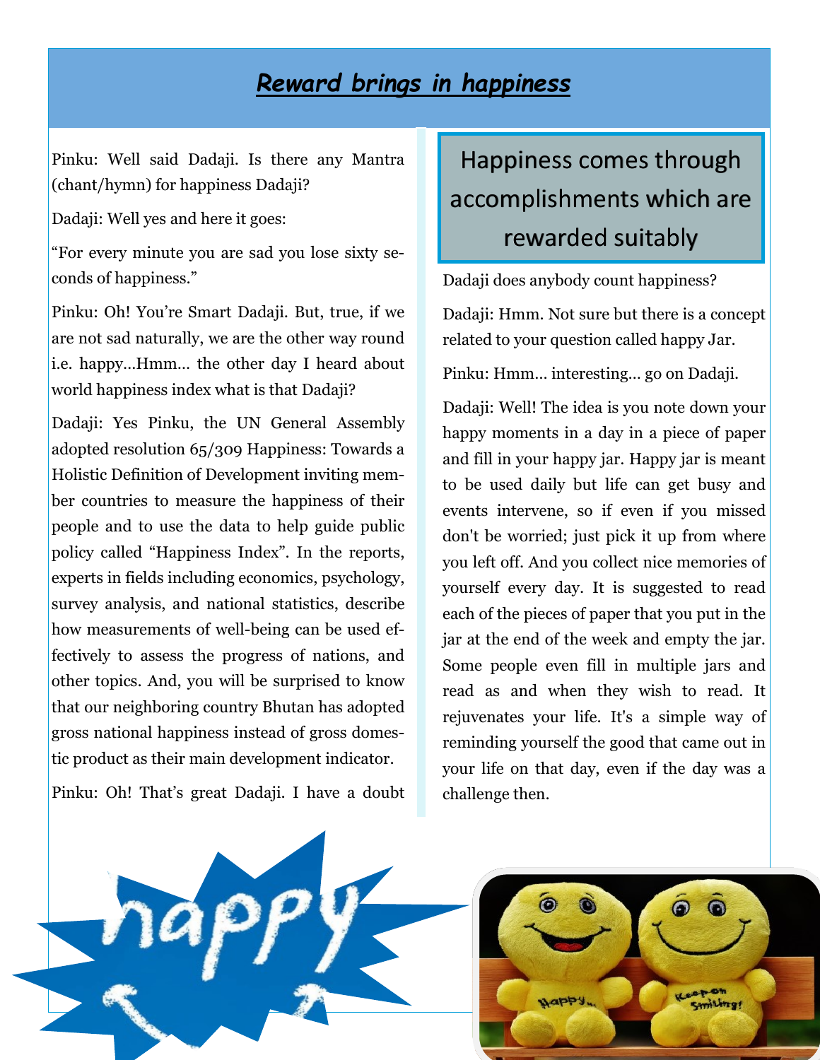# *Reward brings in happiness*

Pinku: Well said Dadaji. Is there any Mantra (chant/hymn) for happiness Dadaji?

Dadaji: Well yes and here it goes:

"For every minute you are sad you lose sixty seconds of happiness."

Pinku: Oh! You're Smart Dadaji. But, true, if we are not sad naturally, we are the other way round i.e. happy…Hmm… the other day I heard about world happiness index what is that Dadaji?

Dadaji: Yes Pinku, the UN General Assembly adopted resolution 65/309 Happiness: Towards a Holistic Definition of Development inviting member countries to measure the happiness of their people and to use the data to help guide public policy called "Happiness Index". In the reports, experts in fields including economics, psychology, survey analysis, and national statistics, describe how measurements of well-being can be used effectively to assess the progress of nations, and other topics. And, you will be surprised to know that our neighboring country Bhutan has adopted gross national happiness instead of gross domestic product as their main development indicator.

Pinku: Oh! That's great Dadaji. I have a doubt Dadaji does anybody count happiness?

> Happiness comes through accomplishments which are rewarded suitably

Dadaji: Hmm. Not sure but there is a concept related to your question called happy Jar.

Pinku: Hmm… interesting… go on Dadaji.

Dadaji: Well! The idea is you note down your happy moments in a day in a piece of paper and fill in your happy jar. Happy jar is meant to be used daily but life can get busy and events intervene, so if even if you missed don't be worried; just pick it up from where you left off. And you collect nice memories of yourself every day. It is suggested to read each of the pieces of paper that you put in the jar at the end of the week and empty the jar. Some people even fill in multiple jars and read as and when they wish to read. It rejuvenates your life. It's a simple way of reminding yourself the good that came out in your life on that day, even if the day was a challenge then.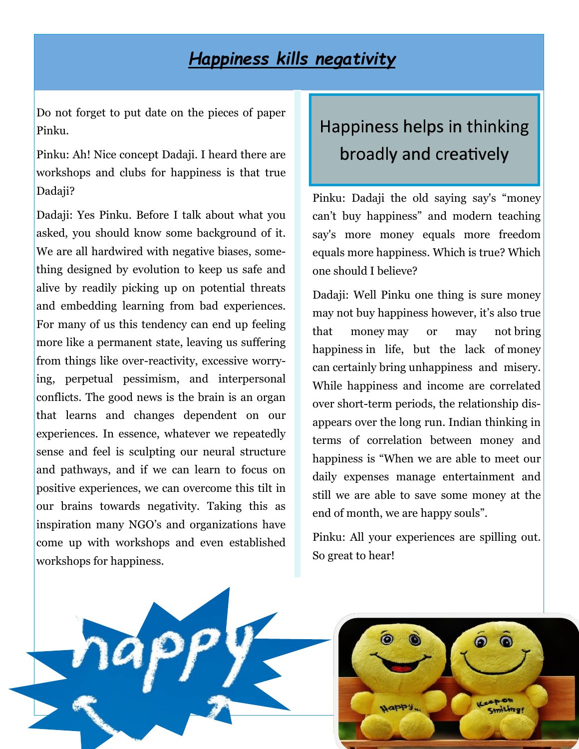# Happiness kills negativity

Do not forget to put date on the pieces of paper Pinku.

Pinku: Ah! Nice concept Dadaji. I heard there are workshops and clubs for happiness is that true Dadaji?

Dadaji: Yes Pinku. Before I talk about what you asked, you should know some background of it. We are all hardwired with negative biases, something designed by evolution to keep us safe and alive by readily picking up on potential threats and embedding learning from bad experiences. For many of us this tendency can end up feeling more like a permanent state, leaving us suffering from things like over-reactivity, excessive worrying, perpetual pessimism, and interpersonal conflicts. The good news is the brain is an organ that learns and changes dependent on our experiences. In essence, whatever we repeatedly sense and feel is sculpting our neural structure and pathways, and if we can learn to focus on positive experiences, we can overcome this tilt in our brains towards negativity. Taking this as inspiration many NGO's and organizations have come up with workshops and even established workshops for happiness.

## Happiness helps in thinking broadly and creatively

Pinku: Dadaji the old saying say's "money can't buy happiness" and modern teaching say's more money equals more freedom equals more happiness. Which is true? Which one should I believe?

Dadaji: Well Pinku one thing is sure money may not buy happiness however, it's also true that money may or may not bring happiness in life, but the lack of money can certainly bring unhappiness and misery. While happiness and income are correlated over short-term periods, the relationship disappears over the long run. Indian thinking in terms of correlation between money and happiness is "When we are able to meet our daily expenses manage entertainment and still we are able to save some money at the end of month, we are happy souls".

Pinku: All your experiences are spilling out. So great to hear!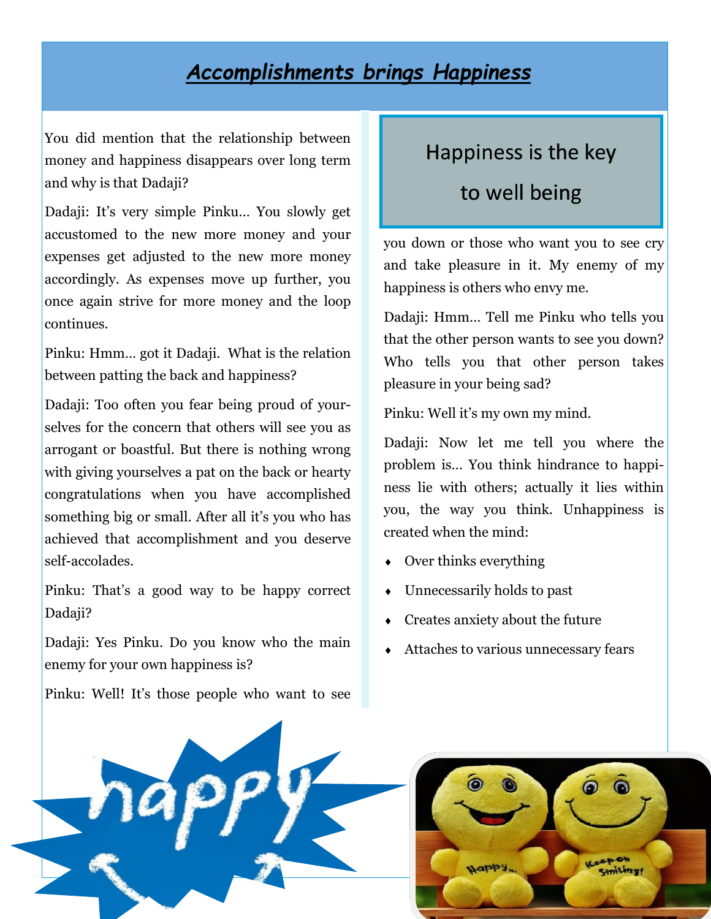# *Accomplishments brings Happiness*

You did mention that the relationship between money and happiness disappears over long term and why is that Dadaji?

Dadaji: It's very simple Pinku... You slowly get accustomed to the new more money and your expenses get adjusted to the new more money accordingly. As expenses move up further, you once again strive for more money and the loop continues.

Pinku: Hmm... got it Dadaji. What is the relation between patting the back and happiness?

Dadaji: Too often you fear being proud of yourselves for the concern that others will see you as arrogant or boastful. But there is nothing wrong with giving yourselves a pat on the back or hearty congratulations when you have accomplished something big or small. After all it's you who has achieved that accomplishment and you deserve self-accolades.

Pinku: That's a good way to be happy correct Dadaji?

Dadaji: Yes Pinku. Do you know who the main enemy for your own happiness is?

Pinku: Well! It's those people who want to see you down or those who want you to see cry and take pleasure in it. My enemy of my happiness is others who envy me.

> Happiness is the key to well being

Dadaji: Hmm... Tell me Pinku who tells you that the other person wants to see you down? Who tells you that other person takes pleasure in your being sad?

Pinku: Well it's my own my mind.

Dadaji: Now let me tell you where the problem is... You think hindrance to happiness lie with others; actually it lies within you, the way you think. Unhappiness is created when the mind:

- Over thinks everything
- Unnecessarily holds to past
- Creates anxiety about the future
- Attaches to various unnecessary fears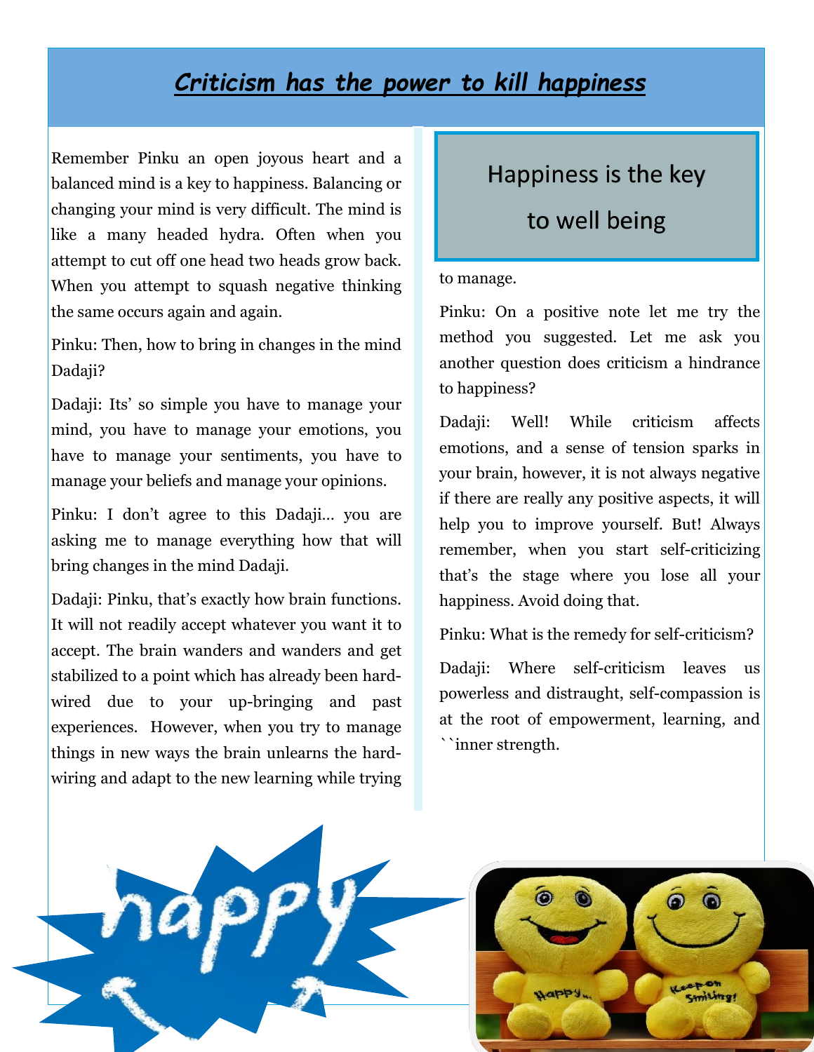# ***Criticism has the power to kill happiness***

Remember Pinku an open joyous heart and a balanced mind is a key to happiness. Balancing or changing your mind is very difficult. The mind is like a many headed hydra. Often when you attempt to cut off one head two heads grow back. When you attempt to squash negative thinking the same occurs again and again.

Pinku: Then, how to bring in changes in the mind Dadaji?

Dadaji: Its' so simple you have to manage your mind, you have to manage your emotions, you have to manage your sentiments, you have to manage your beliefs and manage your opinions.

Pinku: I don't agree to this Dadaji… you are asking me to manage everything how that will bring changes in the mind Dadaji.

Dadaji: Pinku, that's exactly how brain functions. It will not readily accept whatever you want it to accept. The brain wanders and wanders and get stabilized to a point which has already been hard-wired due to your up-bringing and past experiences. However, when you try to manage things in new ways the brain unlearns the hard-wiring and adapt to the new learning while trying to manage.

> Happiness is the key to well being

Pinku: On a positive note let me try the method you suggested. Let me ask you another question does criticism a hindrance to happiness?

Dadaji: Well! While criticism affects emotions, and a sense of tension sparks in your brain, however, it is not always negative if there are really any positive aspects, it will help you to improve yourself. But! Always remember, when you start self-criticizing that's the stage where you lose all your happiness. Avoid doing that.

Pinku: What is the remedy for self-criticism?

Dadaji: Where self-criticism leaves us powerless and distraught, self-compassion is at the root of empowerment, learning, and ``inner strength.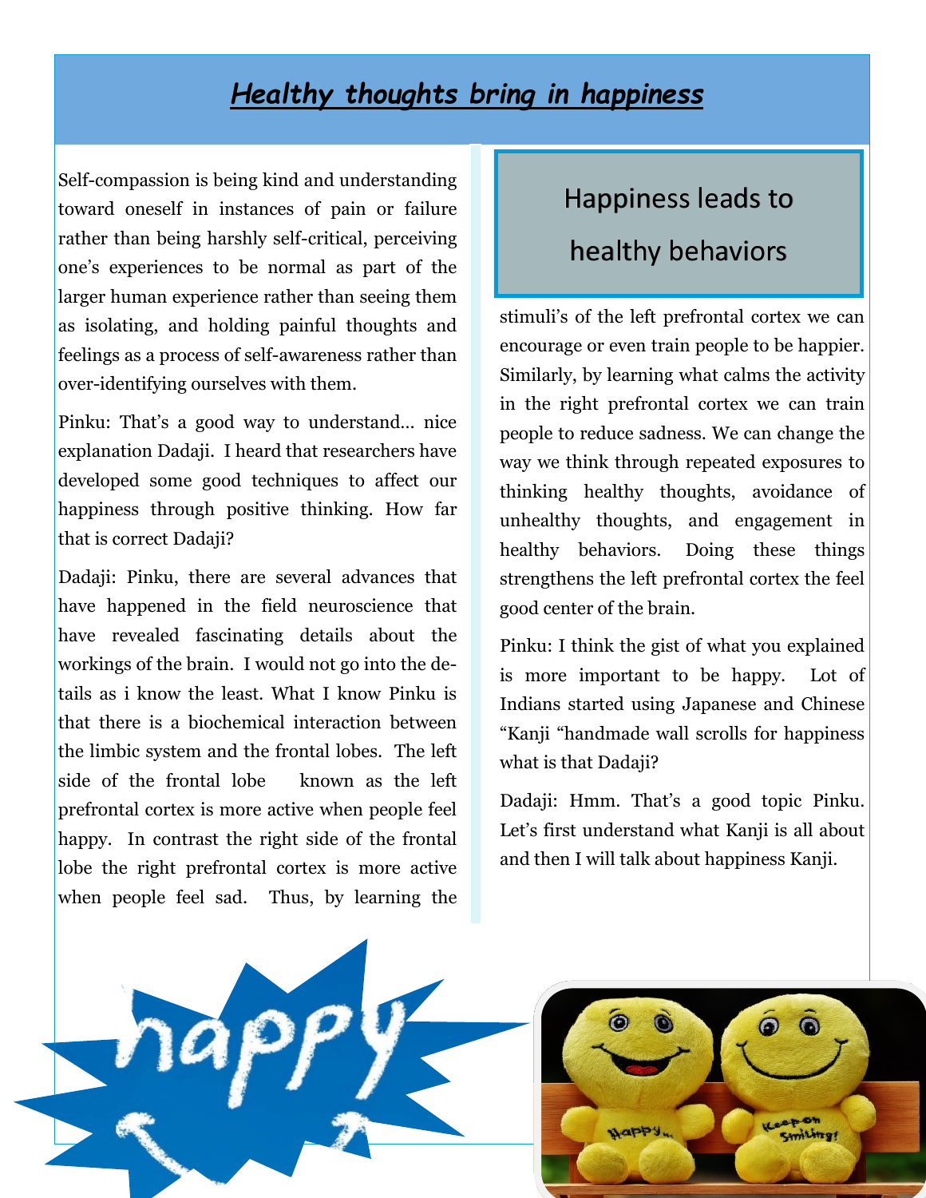# *Healthy thoughts bring in happiness*

Self-compassion is being kind and understanding toward oneself in instances of pain or failure rather than being harshly self-critical, perceiving one's experiences to be normal as part of the larger human experience rather than seeing them as isolating, and holding painful thoughts and feelings as a process of self-awareness rather than over-identifying ourselves with them.

Pinku: That's a good way to understand… nice explanation Dadaji. I heard that researchers have developed some good techniques to affect our happiness through positive thinking. How far that is correct Dadaji?

Dadaji: Pinku, there are several advances that have happened in the field neuroscience that have revealed fascinating details about the workings of the brain. I would not go into the details as i know the least. What I know Pinku is that there is a biochemical interaction between the limbic system and the frontal lobes. The left side of the frontal lobe known as the left prefrontal cortex is more active when people feel happy. In contrast the right side of the frontal lobe the right prefrontal cortex is more active when people feel sad. Thus, by learning the

## Happiness leads to healthy behaviors

stimuli's of the left prefrontal cortex we can encourage or even train people to be happier. Similarly, by learning what calms the activity in the right prefrontal cortex we can train people to reduce sadness. We can change the way we think through repeated exposures to thinking healthy thoughts, avoidance of unhealthy thoughts, and engagement in healthy behaviors. Doing these things strengthens the left prefrontal cortex the feel good center of the brain.

Pinku: I think the gist of what you explained is more important to be happy. Lot of Indians started using Japanese and Chinese "Kanji "handmade wall scrolls for happiness what is that Dadaji?

Dadaji: Hmm. That's a good topic Pinku. Let's first understand what Kanji is all about and then I will talk about happiness Kanji.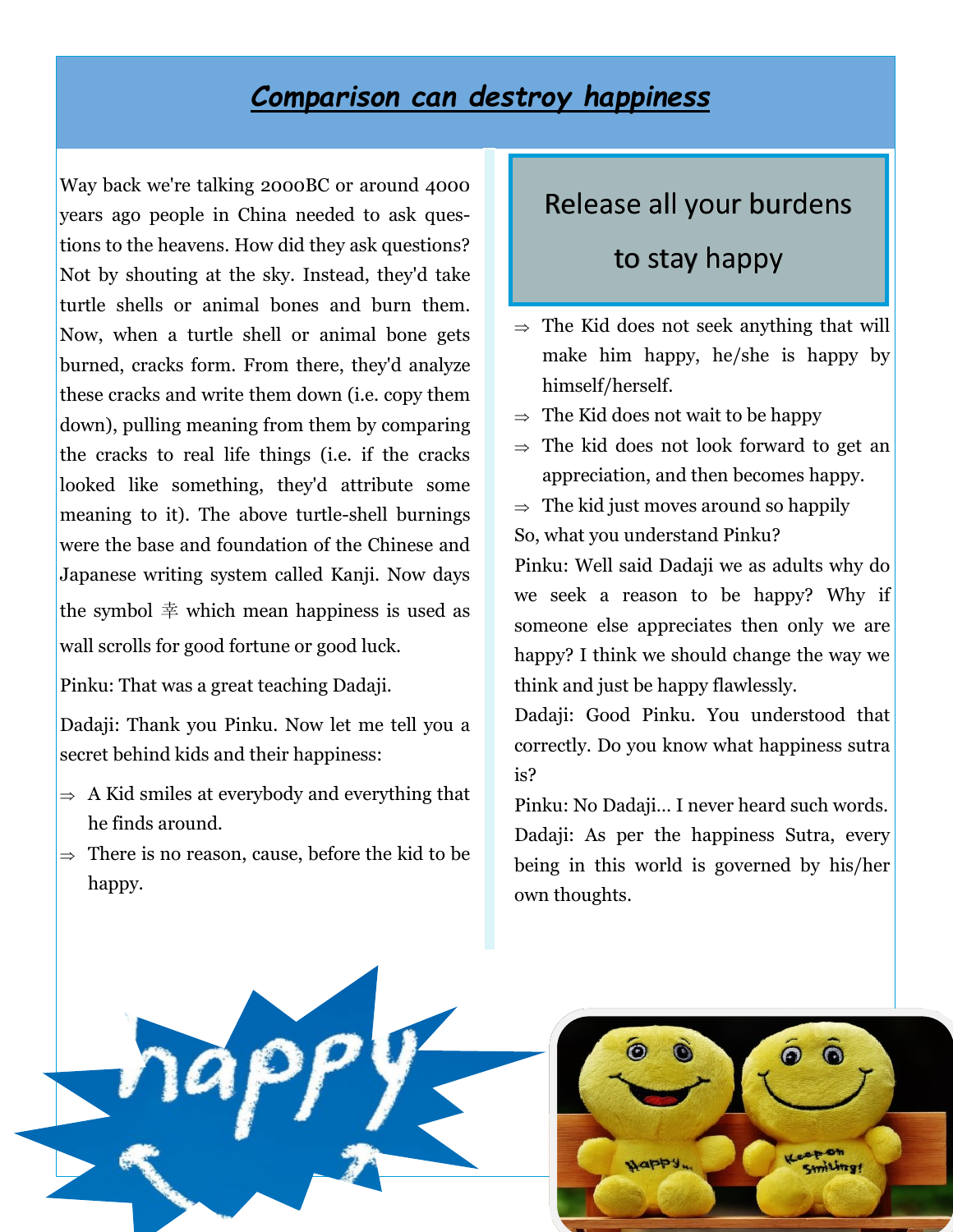# Comparison can destroy happiness

Way back we're talking 2000BC or around 4000 years ago people in China needed to ask questions to the heavens. How did they ask questions? Not by shouting at the sky. Instead, they'd take turtle shells or animal bones and burn them. Now, when a turtle shell or animal bone gets burned, cracks form. From there, they'd analyze these cracks and write them down (i.e. copy them down), pulling meaning from them by comparing the cracks to real life things (i.e. if the cracks looked like something, they'd attribute some meaning to it). The above turtle-shell burnings were the base and foundation of the Chinese and Japanese writing system called Kanji. Now days the symbol 幸 which mean happiness is used as wall scrolls for good fortune or good luck.

Pinku: That was a great teaching Dadaji.

Dadaji: Thank you Pinku. Now let me tell you a secret behind kids and their happiness:

- ⇒ A Kid smiles at everybody and everything that he finds around.
- ⇒ There is no reason, cause, before the kid to be happy.

## Release all your burdens to stay happy

- ⇒ The Kid does not seek anything that will make him happy, he/she is happy by himself/herself.
- ⇒ The Kid does not wait to be happy
- ⇒ The kid does not look forward to get an appreciation, and then becomes happy.
- ⇒ The kid just moves around so happily

So, what you understand Pinku?

Pinku: Well said Dadaji we as adults why do we seek a reason to be happy? Why if someone else appreciates then only we are happy? I think we should change the way we think and just be happy flawlessly.

Dadaji: Good Pinku. You understood that correctly. Do you know what happiness sutra is?

Pinku: No Dadaji... I never heard such words.

Dadaji: As per the happiness Sutra, every being in this world is governed by his/her own thoughts.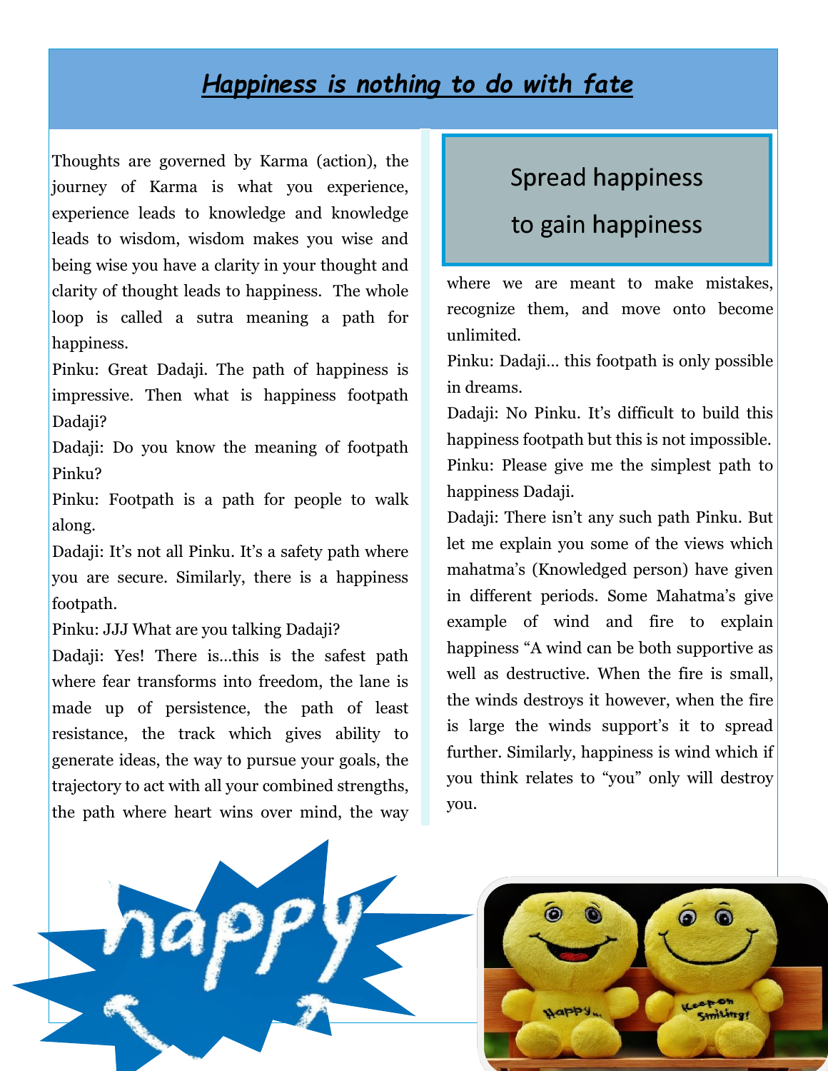# ***Happiness is nothing to do with fate***

Thoughts are governed by Karma (action), the journey of Karma is what you experience, experience leads to knowledge and knowledge leads to wisdom, wisdom makes you wise and being wise you have a clarity in your thought and clarity of thought leads to happiness. The whole loop is called a sutra meaning a path for happiness.

Pinku: Great Dadaji. The path of happiness is impressive. Then what is happiness footpath Dadaji?

Dadaji: Do you know the meaning of footpath Pinku?

Pinku: Footpath is a path for people to walk along.

Dadaji: It's not all Pinku. It's a safety path where you are secure. Similarly, there is a happiness footpath.

Pinku: JJJ What are you talking Dadaji?

Dadaji: Yes! There is…this is the safest path where fear transforms into freedom, the lane is made up of persistence, the path of least resistance, the track which gives ability to generate ideas, the way to pursue your goals, the trajectory to act with all your combined strengths, the path where heart wins over mind, the way where we are meant to make mistakes, recognize them, and move onto become unlimited.

> Spread happiness
>
> to gain happiness

Pinku: Dadaji… this footpath is only possible in dreams.

Dadaji: No Pinku. It's difficult to build this happiness footpath but this is not impossible.

Pinku: Please give me the simplest path to happiness Dadaji.

Dadaji: There isn't any such path Pinku. But let me explain you some of the views which mahatma's (Knowledged person) have given in different periods. Some Mahatma's give example of wind and fire to explain happiness "A wind can be both supportive as well as destructive. When the fire is small, the winds destroys it however, when the fire is large the winds support's it to spread further. Similarly, happiness is wind which if you think relates to "you" only will destroy you.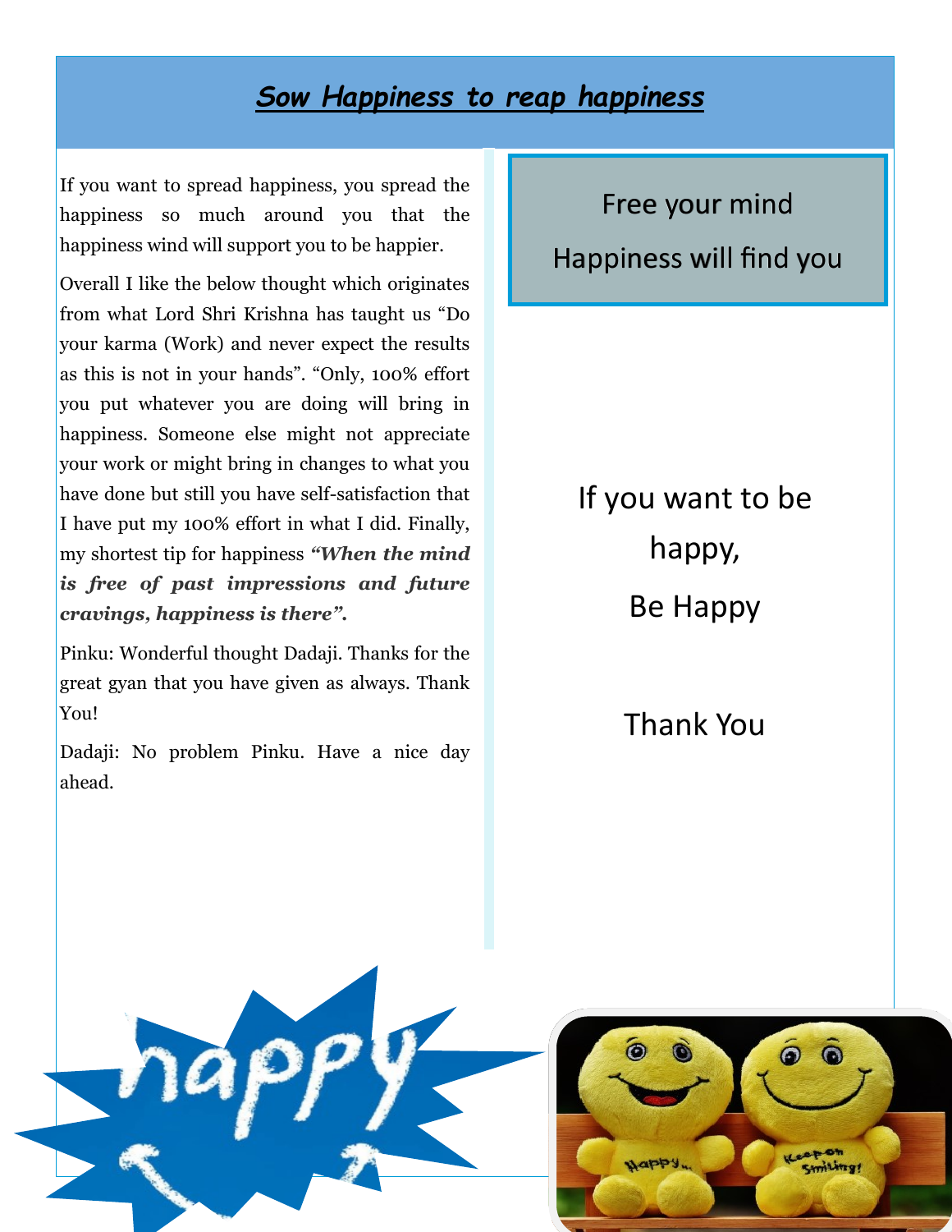# ***Sow Happiness to reap happiness***

If you want to spread happiness, you spread the happiness so much around you that the happiness wind will support you to be happier.

Overall I like the below thought which originates from what Lord Shri Krishna has taught us "Do your karma (Work) and never expect the results as this is not in your hands". "Only, 100% effort you put whatever you are doing will bring in happiness. Someone else might not appreciate your work or might bring in changes to what you have done but still you have self-satisfaction that I have put my 100% effort in what I did. Finally, my shortest tip for happiness ***"When the mind is free of past impressions and future cravings, happiness is there".***

Pinku: Wonderful thought Dadaji. Thanks for the great gyan that you have given as always. Thank You!

Dadaji: No problem Pinku. Have a nice day ahead.

Free your mind

Happiness will find you

If you want to be happy,

Be Happy

Thank You